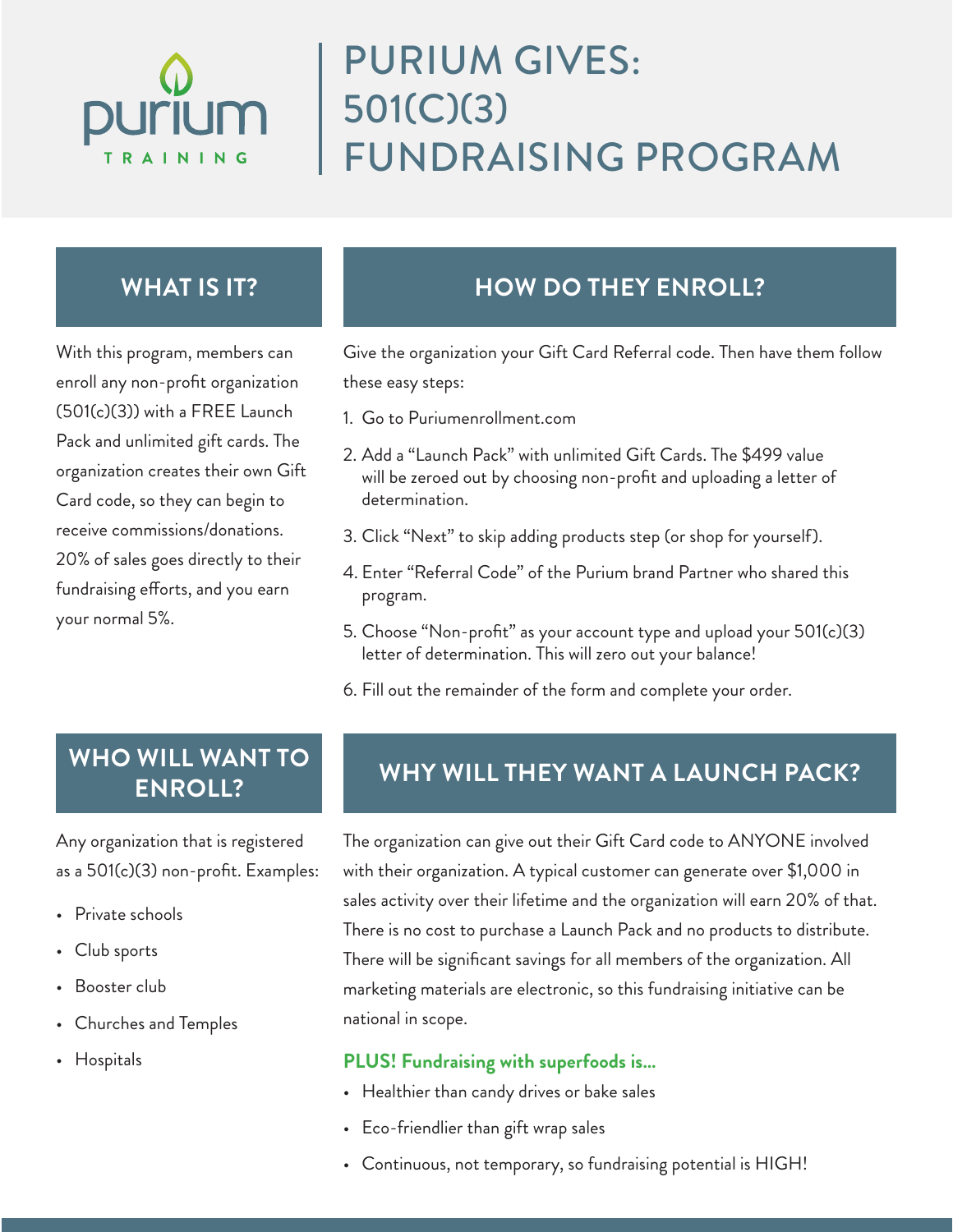purium TRAINING

# PURIUM GIVES: 501(C)(3) FUNDRAISING PROGRAM

## WHAT IS IT?

With this program, members can enroll any non-profit organization (501(c)(3)) with a FREE Launch Pack and unlimited gift cards. The organization creates their own Gift Card code, so they can begin to receive commissions/donations. 20% of sales goes directly to their fundraising efforts, and you earn your normal 5%.

## HOW DO THEY ENROLL?

Give the organization your Gift Card Referral code. Then have them follow these easy steps:

1. Go to Puriumenrollment.com
2. Add a "Launch Pack" with unlimited Gift Cards. The $499 value will be zeroed out by choosing non-profit and uploading a letter of determination.
3. Click "Next" to skip adding products step (or shop for yourself).
4. Enter "Referral Code" of the Purium brand Partner who shared this program.
5. Choose "Non-profit" as your account type and upload your 501(c)(3) letter of determination. This will zero out your balance!
6. Fill out the remainder of the form and complete your order.

## WHO WILL WANT TO ENROLL?

Any organization that is registered as a 501(c)(3) non-profit. Examples:

- Private schools
- Club sports
- Booster club
- Churches and Temples
- Hospitals

## WHY WILL THEY WANT A LAUNCH PACK?

The organization can give out their Gift Card code to ANYONE involved with their organization. A typical customer can generate over $1,000 in sales activity over their lifetime and the organization will earn 20% of that. There is no cost to purchase a Launch Pack and no products to distribute. There will be significant savings for all members of the organization. All marketing materials are electronic, so this fundraising initiative can be national in scope.

**PLUS! Fundraising with superfoods is...**

- Healthier than candy drives or bake sales
- Eco-friendlier than gift wrap sales
- Continuous, not temporary, so fundraising potential is HIGH!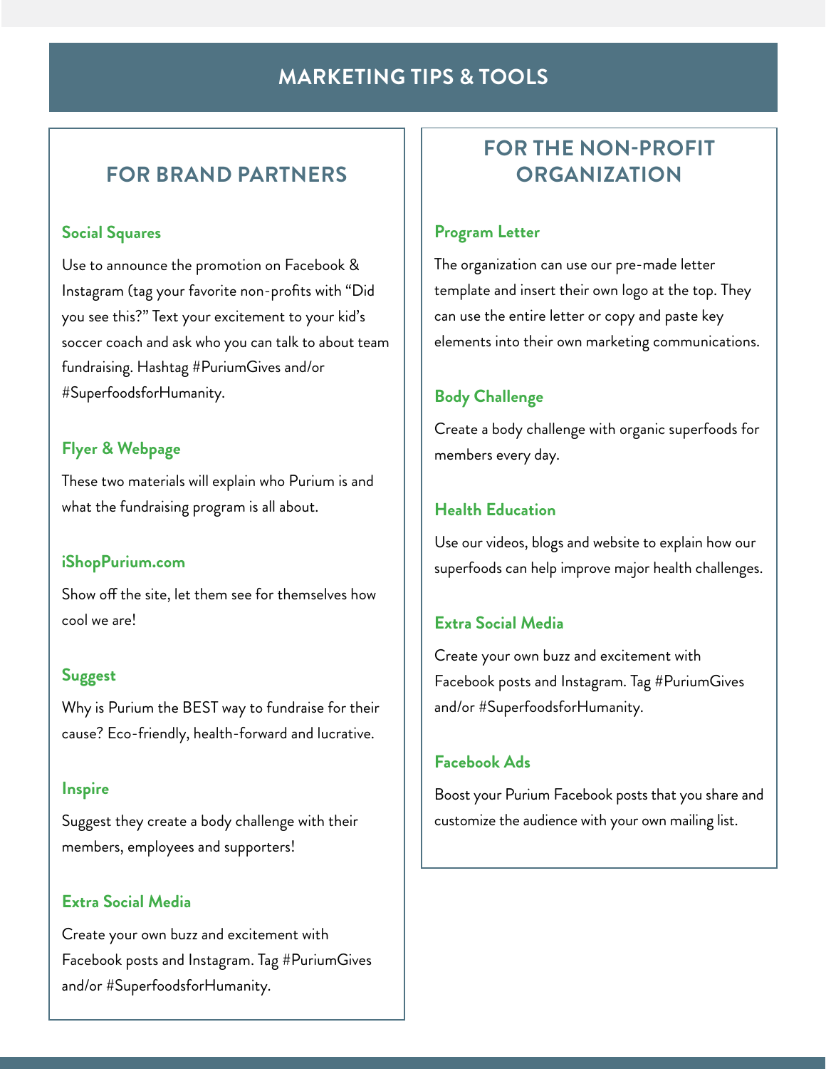# MARKETING TIPS & TOOLS

## FOR BRAND PARTNERS

### Social Squares

Use to announce the promotion on Facebook & Instagram (tag your favorite non-profits with "Did you see this?" Text your excitement to your kid's soccer coach and ask who you can talk to about team fundraising. Hashtag #PuriumGives and/or #SuperfoodsforHumanity.

### Flyer & Webpage

These two materials will explain who Purium is and what the fundraising program is all about.

### iShopPurium.com

Show off the site, let them see for themselves how cool we are!

### Suggest

Why is Purium the BEST way to fundraise for their cause? Eco-friendly, health-forward and lucrative.

### Inspire

Suggest they create a body challenge with their members, employees and supporters!

### Extra Social Media

Create your own buzz and excitement with Facebook posts and Instagram. Tag #PuriumGives and/or #SuperfoodsforHumanity.

## FOR THE NON-PROFIT ORGANIZATION

### Program Letter

The organization can use our pre-made letter template and insert their own logo at the top. They can use the entire letter or copy and paste key elements into their own marketing communications.

### Body Challenge

Create a body challenge with organic superfoods for members every day.

### Health Education

Use our videos, blogs and website to explain how our superfoods can help improve major health challenges.

### Extra Social Media

Create your own buzz and excitement with Facebook posts and Instagram. Tag #PuriumGives and/or #SuperfoodsforHumanity.

### Facebook Ads

Boost your Purium Facebook posts that you share and customize the audience with your own mailing list.